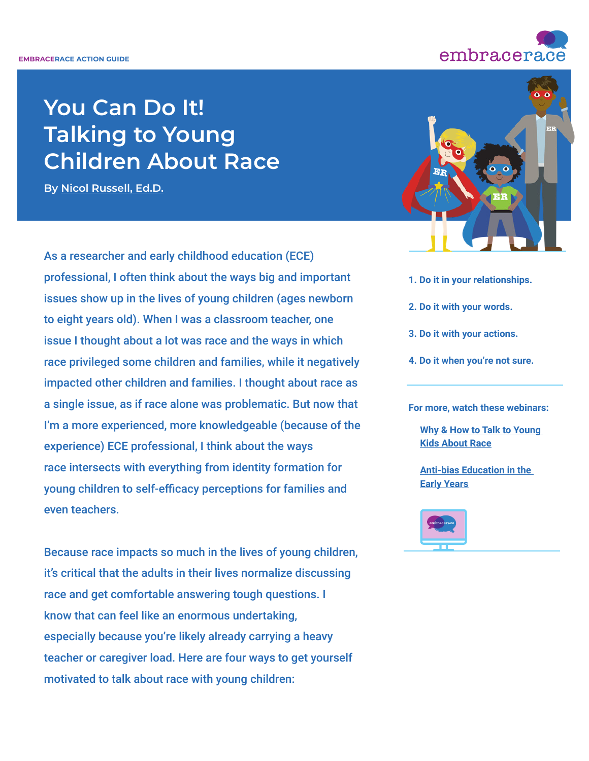EMBRACERACE ACTION GUIDE

# You Can Do It! Talking to Young Children About Race

By Nicol Russell, Ed.D.

As a researcher and early childhood education (ECE) professional, I often think about the ways big and important issues show up in the lives of young children (ages newborn to eight years old). When I was a classroom teacher, one issue I thought about a lot was race and the ways in which race privileged some children and families, while it negatively impacted other children and families. I thought about race as a single issue, as if race alone was problematic. But now that I'm a more experienced, more knowledgeable (because of the experience) ECE professional, I think about the ways race intersects with everything from identity formation for young children to self-efficacy perceptions for families and even teachers.

Because race impacts so much in the lives of young children, it's critical that the adults in their lives normalize discussing race and get comfortable answering tough questions. I know that can feel like an enormous undertaking, especially because you're likely already carrying a heavy teacher or caregiver load. Here are four ways to get yourself motivated to talk about race with young children:

1. **Do it in your relationships.**
2. **Do it with your words.**
3. **Do it with your actions.**
4. **Do it when you're not sure.**

**For more, watch these webinars:**

- Why & How to Talk to Young Kids About Race
- Anti-bias Education in the Early Years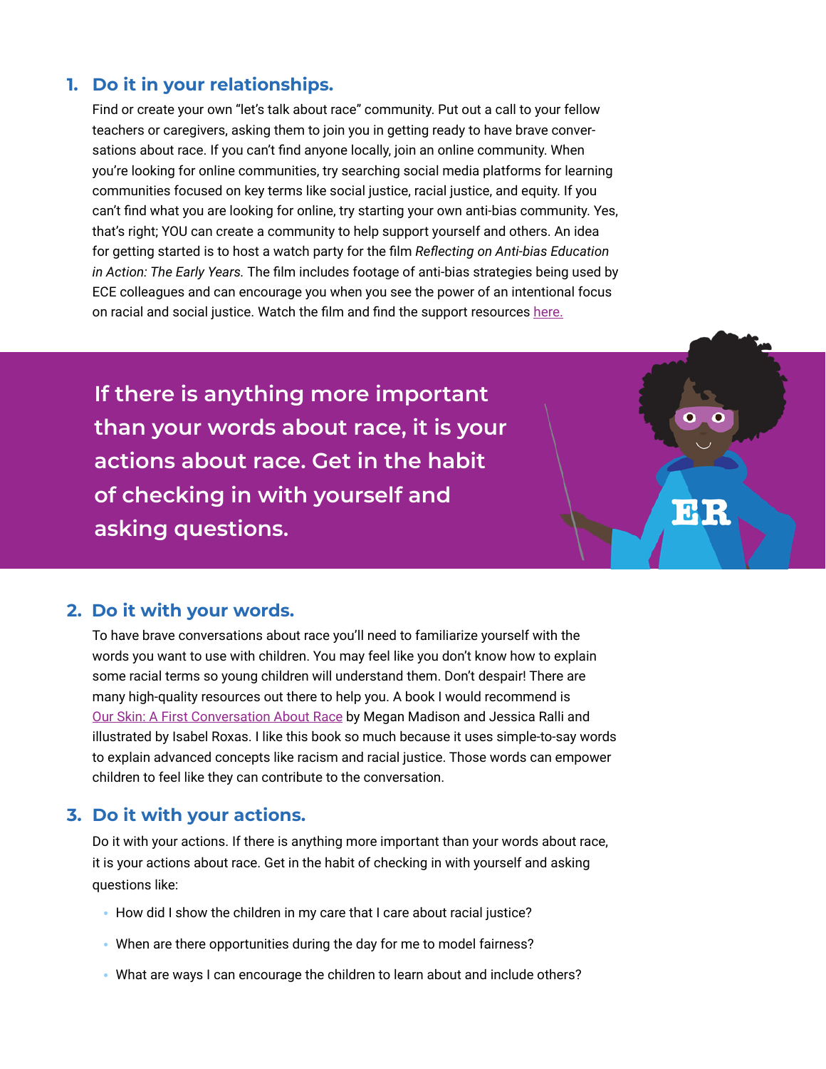1. **Do it in your relationships.**

   Find or create your own "let's talk about race" community. Put out a call to your fellow teachers or caregivers, asking them to join you in getting ready to have brave conversations about race. If you can't find anyone locally, join an online community. When you're looking for online communities, try searching social media platforms for learning communities focused on key terms like social justice, racial justice, and equity. If you can't find what you are looking for online, try starting your own anti-bias community. Yes, that's right; YOU can create a community to help support yourself and others. An idea for getting started is to host a watch party for the film *Reflecting on Anti-bias Education in Action: The Early Years.* The film includes footage of anti-bias strategies being used by ECE colleagues and can encourage you when you see the power of an intentional focus on racial and social justice. Watch the film and find the support resources here.

> **If there is anything more important than your words about race, it is your actions about race. Get in the habit of checking in with yourself and asking questions.**

2. **Do it with your words.**

   To have brave conversations about race you'll need to familiarize yourself with the words you want to use with children. You may feel like you don't know how to explain some racial terms so young children will understand them. Don't despair! There are many high-quality resources out there to help you. A book I would recommend is Our Skin: A First Conversation About Race by Megan Madison and Jessica Ralli and illustrated by Isabel Roxas. I like this book so much because it uses simple-to-say words to explain advanced concepts like racism and racial justice. Those words can empower children to feel like they can contribute to the conversation.

3. **Do it with your actions.**

   Do it with your actions. If there is anything more important than your words about race, it is your actions about race. Get in the habit of checking in with yourself and asking questions like:

   - How did I show the children in my care that I care about racial justice?
   - When are there opportunities during the day for me to model fairness?
   - What are ways I can encourage the children to learn about and include others?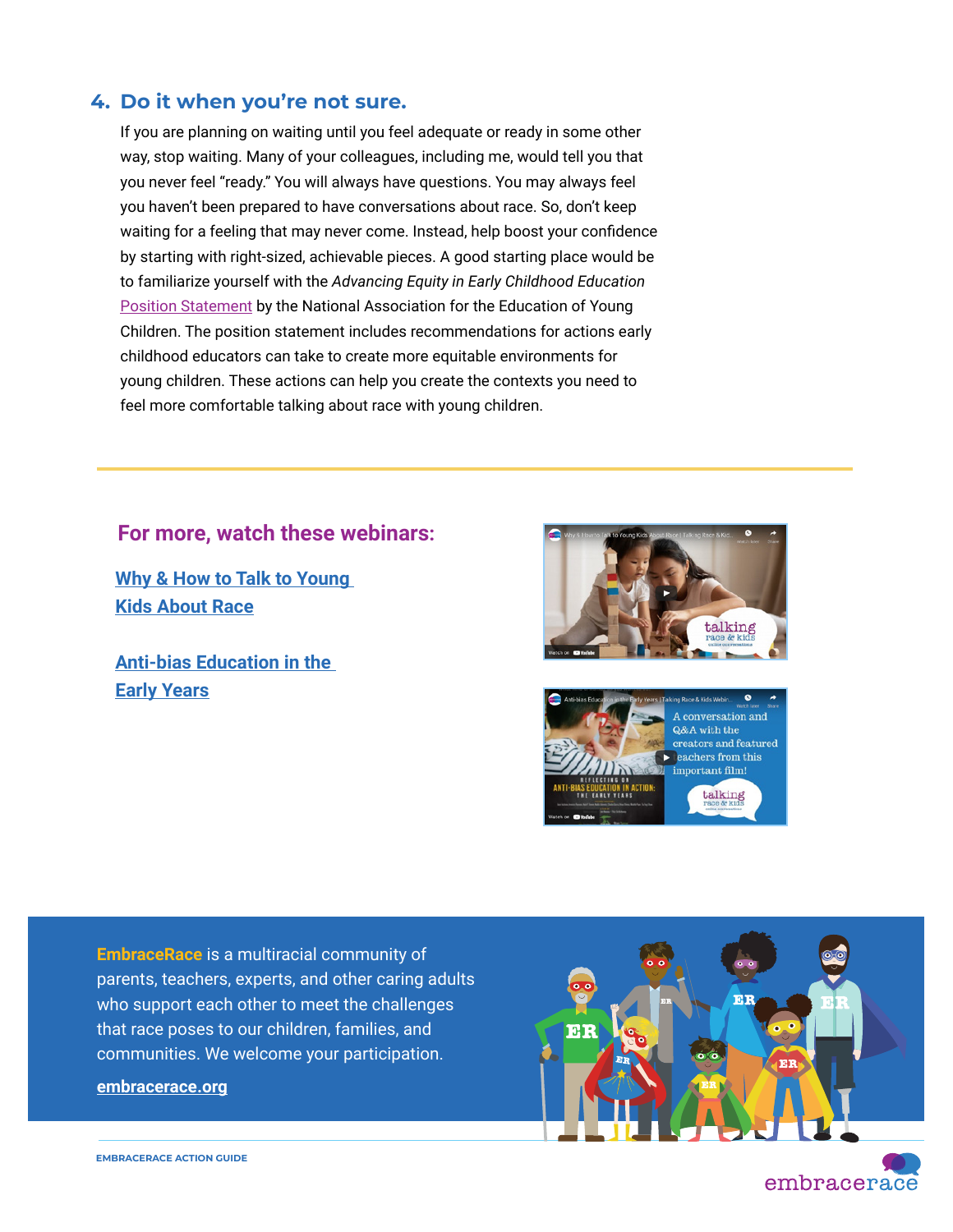## 4. Do it when you're not sure.

If you are planning on waiting until you feel adequate or ready in some other way, stop waiting. Many of your colleagues, including me, would tell you that you never feel "ready." You will always have questions. You may always feel you haven't been prepared to have conversations about race. So, don't keep waiting for a feeling that may never come. Instead, help boost your confidence by starting with right-sized, achievable pieces. A good starting place would be to familiarize yourself with the *Advancing Equity in Early Childhood Education* Position Statement by the National Association for the Education of Young Children. The position statement includes recommendations for actions early childhood educators can take to create more equitable environments for young children. These actions can help you create the contexts you need to feel more comfortable talking about race with young children.

---

## For more, watch these webinars:

**Why & How to Talk to Young Kids About Race**

**Anti-bias Education in the Early Years**

**EmbraceRace** is a multiracial community of parents, teachers, experts, and other caring adults who support each other to meet the challenges that race poses to our children, families, and communities. We welcome your participation.

**embracerace.org**